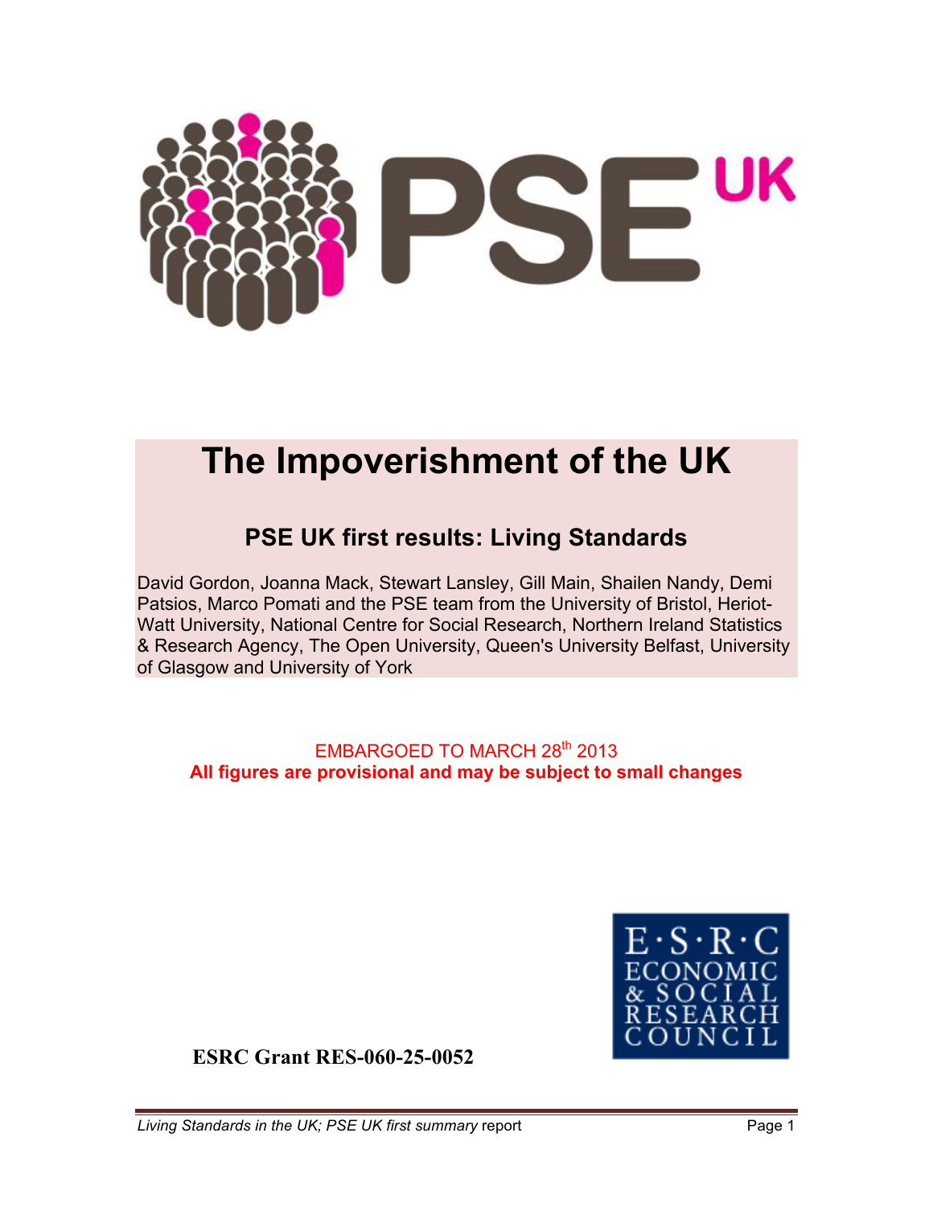PSE UK

# The Impoverishment of the UK

## PSE UK first results: Living Standards

David Gordon, Joanna Mack, Stewart Lansley, Gill Main, Shailen Nandy, Demi Patsios, Marco Pomati and the PSE team from the University of Bristol, Heriot-Watt University, National Centre for Social Research, Northern Ireland Statistics & Research Agency, The Open University, Queen's University Belfast, University of Glasgow and University of York

EMBARGOED TO MARCH 28th 2013

**All figures are provisional and may be subject to small changes**

E·S·R·C ECONOMIC & SOCIAL RESEARCH COUNCIL

**ESRC Grant RES-060-25-0052**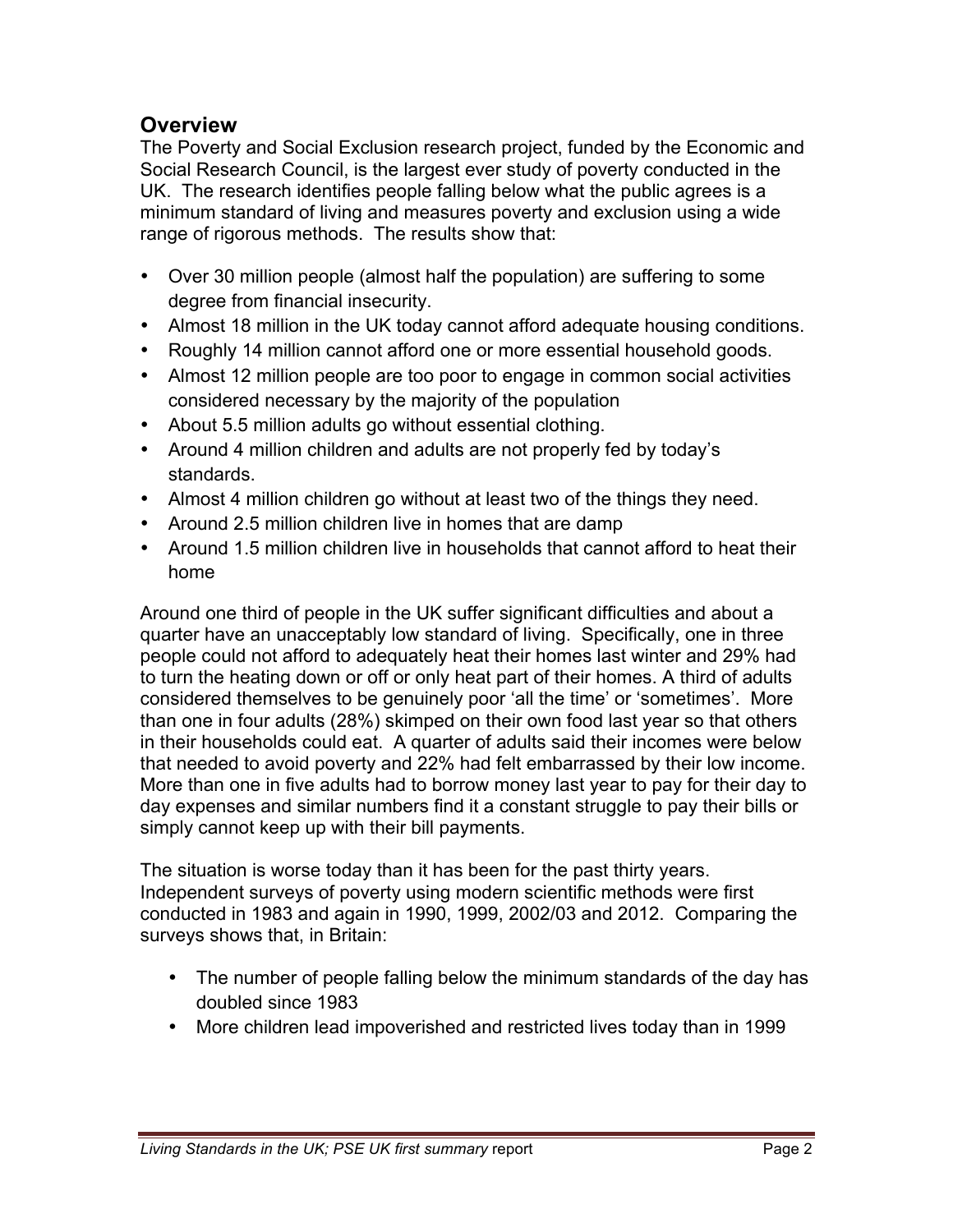## Overview

The Poverty and Social Exclusion research project, funded by the Economic and Social Research Council, is the largest ever study of poverty conducted in the UK. The research identifies people falling below what the public agrees is a minimum standard of living and measures poverty and exclusion using a wide range of rigorous methods. The results show that:

- Over 30 million people (almost half the population) are suffering to some degree from financial insecurity.
- Almost 18 million in the UK today cannot afford adequate housing conditions.
- Roughly 14 million cannot afford one or more essential household goods.
- Almost 12 million people are too poor to engage in common social activities considered necessary by the majority of the population
- About 5.5 million adults go without essential clothing.
- Around 4 million children and adults are not properly fed by today's standards.
- Almost 4 million children go without at least two of the things they need.
- Around 2.5 million children live in homes that are damp
- Around 1.5 million children live in households that cannot afford to heat their home

Around one third of people in the UK suffer significant difficulties and about a quarter have an unacceptably low standard of living. Specifically, one in three people could not afford to adequately heat their homes last winter and 29% had to turn the heating down or off or only heat part of their homes. A third of adults considered themselves to be genuinely poor 'all the time' or 'sometimes'. More than one in four adults (28%) skimped on their own food last year so that others in their households could eat. A quarter of adults said their incomes were below that needed to avoid poverty and 22% had felt embarrassed by their low income. More than one in five adults had to borrow money last year to pay for their day to day expenses and similar numbers find it a constant struggle to pay their bills or simply cannot keep up with their bill payments.

The situation is worse today than it has been for the past thirty years. Independent surveys of poverty using modern scientific methods were first conducted in 1983 and again in 1990, 1999, 2002/03 and 2012. Comparing the surveys shows that, in Britain:

- The number of people falling below the minimum standards of the day has doubled since 1983
- More children lead impoverished and restricted lives today than in 1999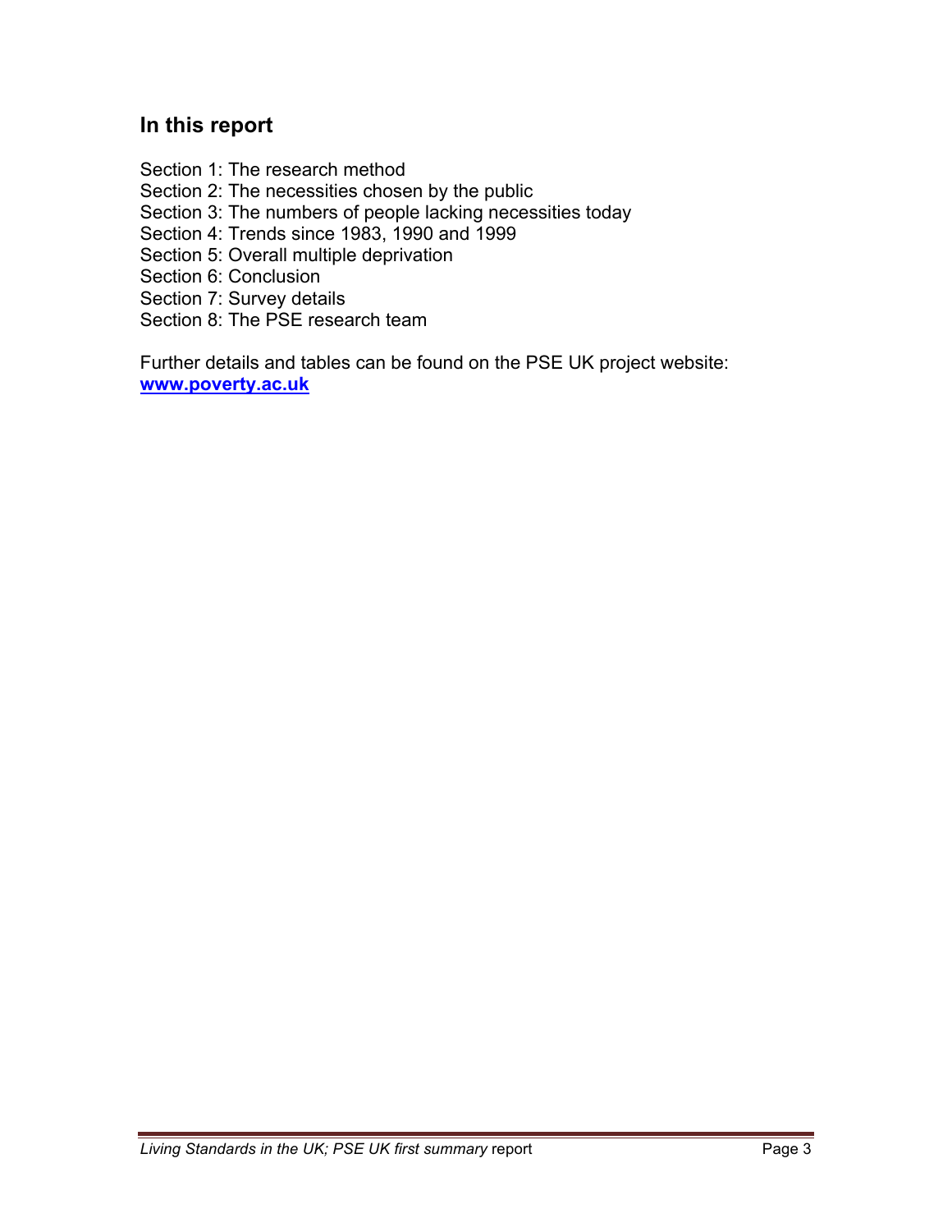## In this report

Section 1: The research method
Section 2: The necessities chosen by the public
Section 3: The numbers of people lacking necessities today
Section 4: Trends since 1983, 1990 and 1999
Section 5: Overall multiple deprivation
Section 6: Conclusion
Section 7: Survey details
Section 8: The PSE research team

Further details and tables can be found on the PSE UK project website:
**[www.poverty.ac.uk](http://www.poverty.ac.uk)**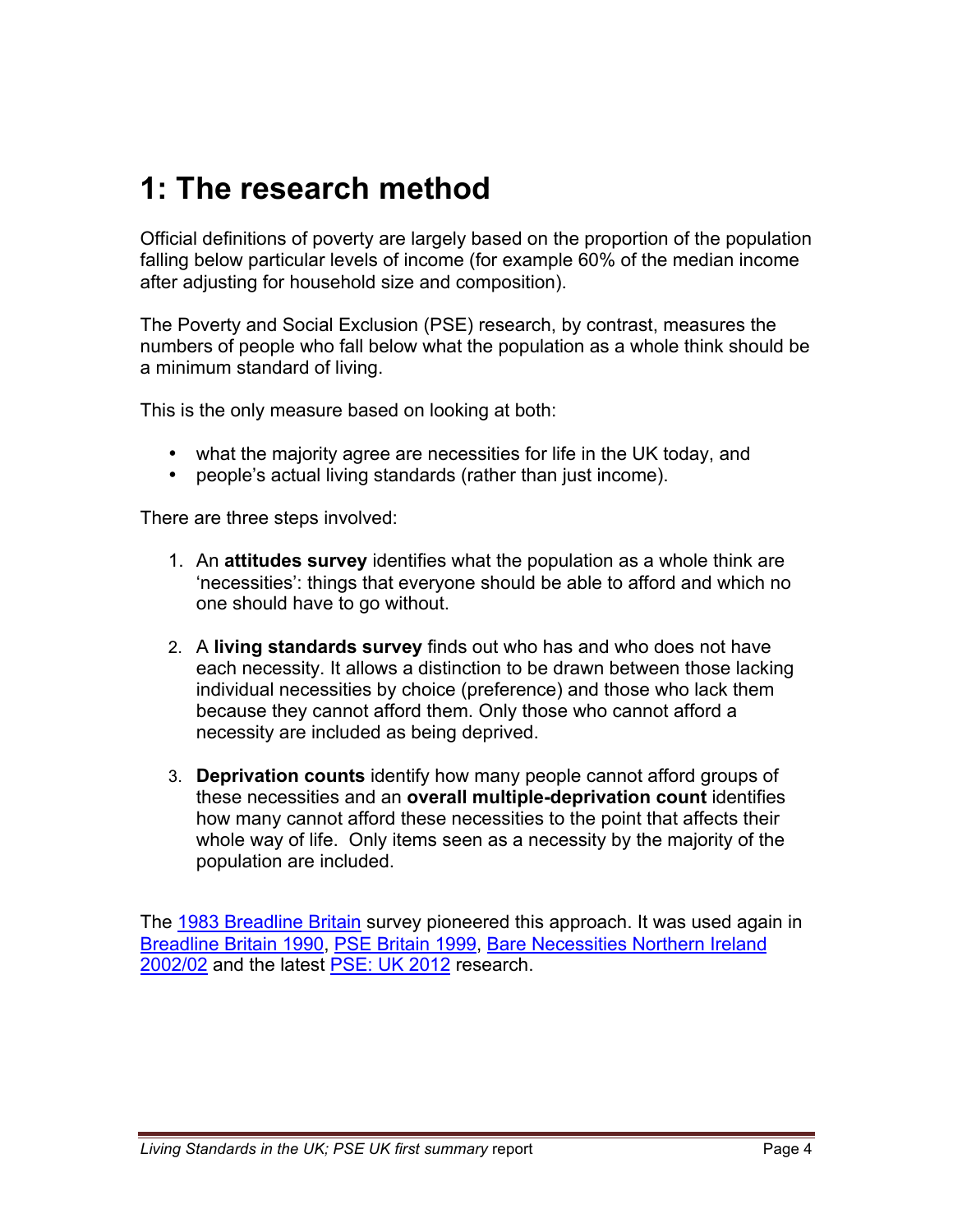# 1: The research method

Official definitions of poverty are largely based on the proportion of the population falling below particular levels of income (for example 60% of the median income after adjusting for household size and composition).

The Poverty and Social Exclusion (PSE) research, by contrast, measures the numbers of people who fall below what the population as a whole think should be a minimum standard of living.

This is the only measure based on looking at both:

- what the majority agree are necessities for life in the UK today, and
- people's actual living standards (rather than just income).

There are three steps involved:

1. An **attitudes survey** identifies what the population as a whole think are 'necessities': things that everyone should be able to afford and which no one should have to go without.

2. A **living standards survey** finds out who has and who does not have each necessity. It allows a distinction to be drawn between those lacking individual necessities by choice (preference) and those who lack them because they cannot afford them. Only those who cannot afford a necessity are included as being deprived.

3. **Deprivation counts** identify how many people cannot afford groups of these necessities and an **overall multiple-deprivation count** identifies how many cannot afford these necessities to the point that affects their whole way of life. Only items seen as a necessity by the majority of the population are included.

The 1983 Breadline Britain survey pioneered this approach. It was used again in Breadline Britain 1990, PSE Britain 1999, Bare Necessities Northern Ireland 2002/02 and the latest PSE: UK 2012 research.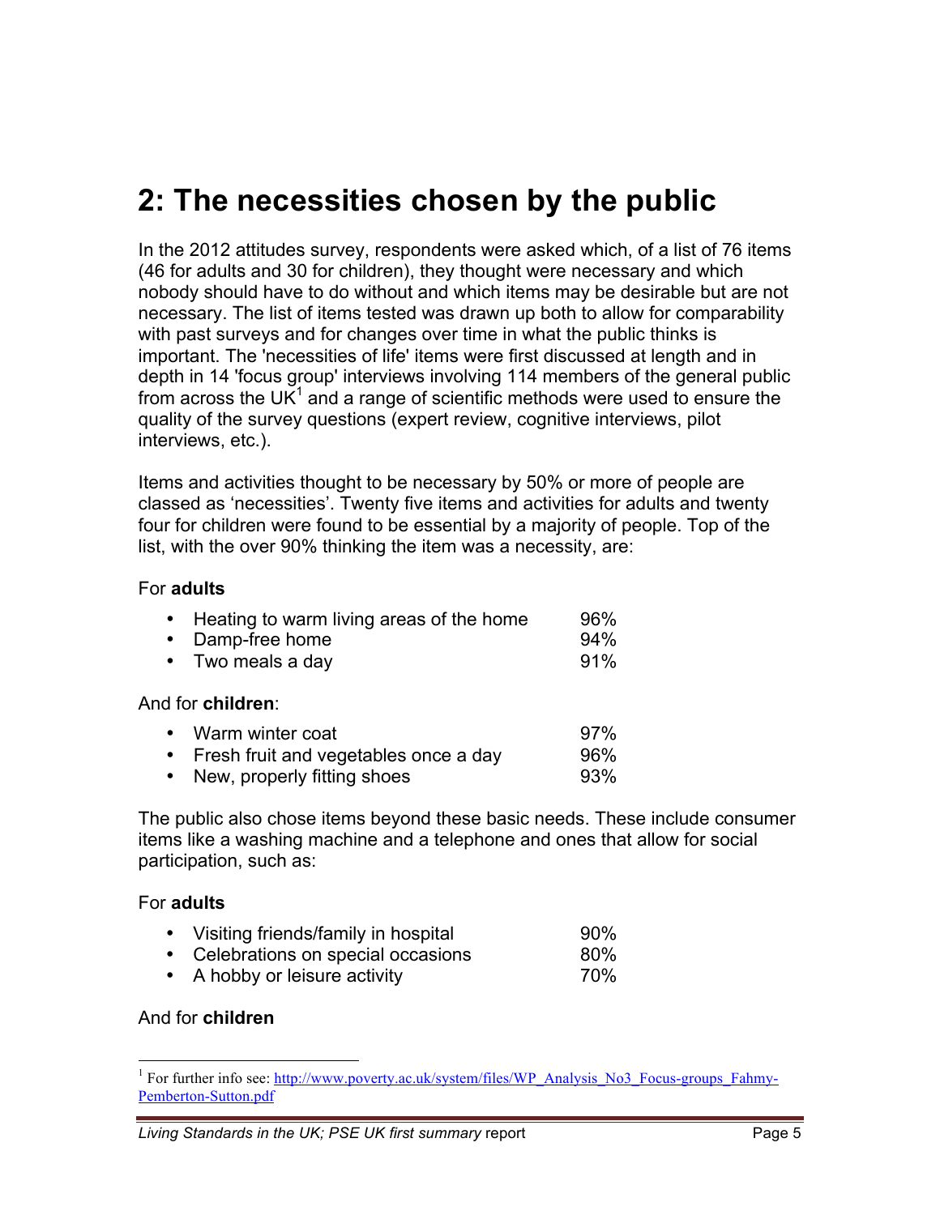## 2: The necessities chosen by the public

In the 2012 attitudes survey, respondents were asked which, of a list of 76 items (46 for adults and 30 for children), they thought were necessary and which nobody should have to do without and which items may be desirable but are not necessary. The list of items tested was drawn up both to allow for comparability with past surveys and for changes over time in what the public thinks is important. The 'necessities of life' items were first discussed at length and in depth in 14 'focus group' interviews involving 114 members of the general public from across the UK[1] and a range of scientific methods were used to ensure the quality of the survey questions (expert review, cognitive interviews, pilot interviews, etc.).

Items and activities thought to be necessary by 50% or more of people are classed as 'necessities'. Twenty five items and activities for adults and twenty four for children were found to be essential by a majority of people. Top of the list, with the over 90% thinking the item was a necessity, are:

For **adults**

- Heating to warm living areas of the home 96%
- Damp-free home 94%
- Two meals a day 91%

And for **children**:

- Warm winter coat 97%
- Fresh fruit and vegetables once a day 96%
- New, properly fitting shoes 93%

The public also chose items beyond these basic needs. These include consumer items like a washing machine and a telephone and ones that allow for social participation, such as:

For **adults**

- Visiting friends/family in hospital 90%
- Celebrations on special occasions 80%
- A hobby or leisure activity 70%

And for **children**

[1] For further info see: http://www.poverty.ac.uk/system/files/WP_Analysis_No3_Focus-groups_Fahmy-Pemberton-Sutton.pdf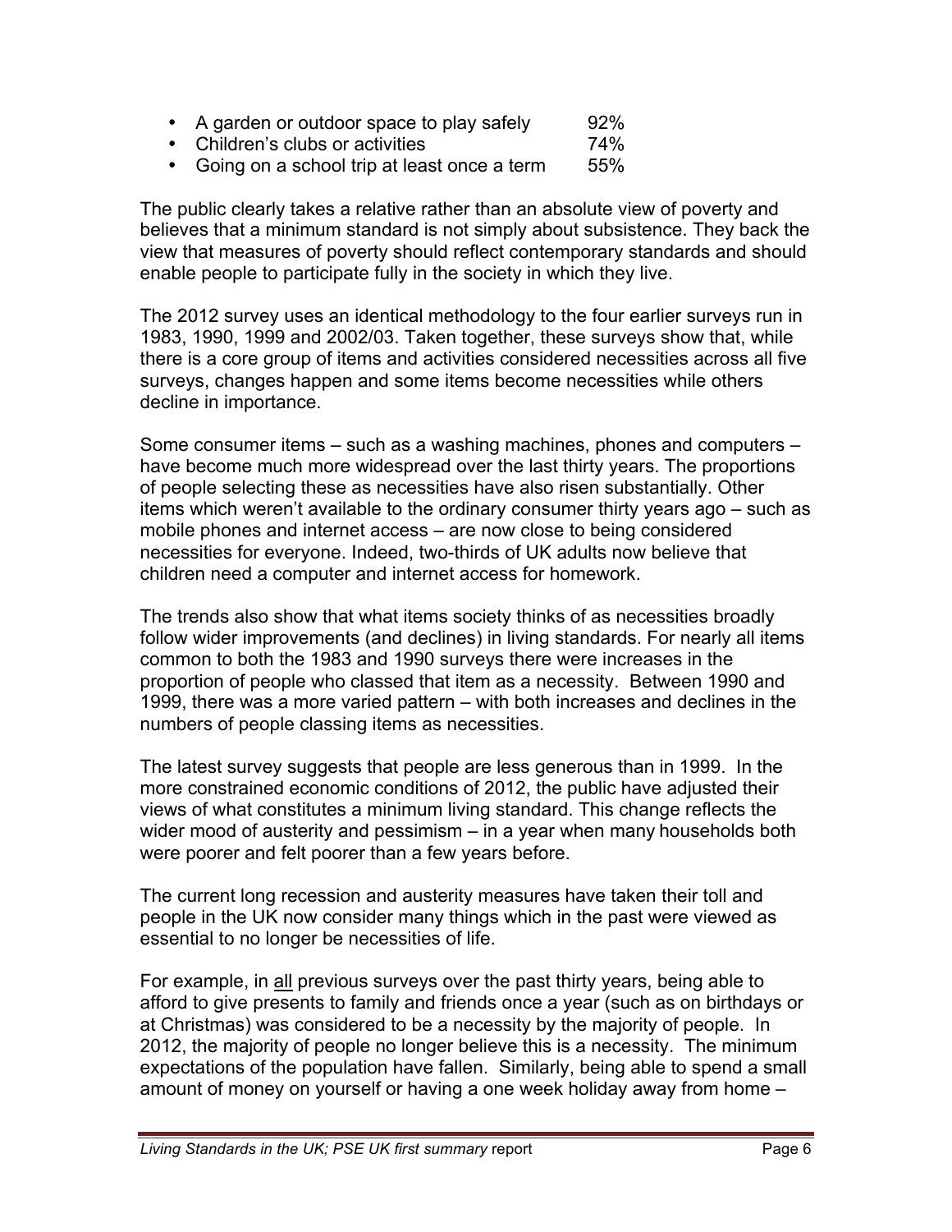- A garden or outdoor space to play safely 92%
- Children's clubs or activities 74%
- Going on a school trip at least once a term 55%

The public clearly takes a relative rather than an absolute view of poverty and believes that a minimum standard is not simply about subsistence. They back the view that measures of poverty should reflect contemporary standards and should enable people to participate fully in the society in which they live.

The 2012 survey uses an identical methodology to the four earlier surveys run in 1983, 1990, 1999 and 2002/03. Taken together, these surveys show that, while there is a core group of items and activities considered necessities across all five surveys, changes happen and some items become necessities while others decline in importance.

Some consumer items – such as a washing machines, phones and computers – have become much more widespread over the last thirty years. The proportions of people selecting these as necessities have also risen substantially. Other items which weren't available to the ordinary consumer thirty years ago – such as mobile phones and internet access – are now close to being considered necessities for everyone. Indeed, two-thirds of UK adults now believe that children need a computer and internet access for homework.

The trends also show that what items society thinks of as necessities broadly follow wider improvements (and declines) in living standards. For nearly all items common to both the 1983 and 1990 surveys there were increases in the proportion of people who classed that item as a necessity. Between 1990 and 1999, there was a more varied pattern – with both increases and declines in the numbers of people classing items as necessities.

The latest survey suggests that people are less generous than in 1999. In the more constrained economic conditions of 2012, the public have adjusted their views of what constitutes a minimum living standard. This change reflects the wider mood of austerity and pessimism – in a year when many households both were poorer and felt poorer than a few years before.

The current long recession and austerity measures have taken their toll and people in the UK now consider many things which in the past were viewed as essential to no longer be necessities of life.

For example, in <u>all</u> previous surveys over the past thirty years, being able to afford to give presents to family and friends once a year (such as on birthdays or at Christmas) was considered to be a necessity by the majority of people. In 2012, the majority of people no longer believe this is a necessity. The minimum expectations of the population have fallen. Similarly, being able to spend a small amount of money on yourself or having a one week holiday away from home –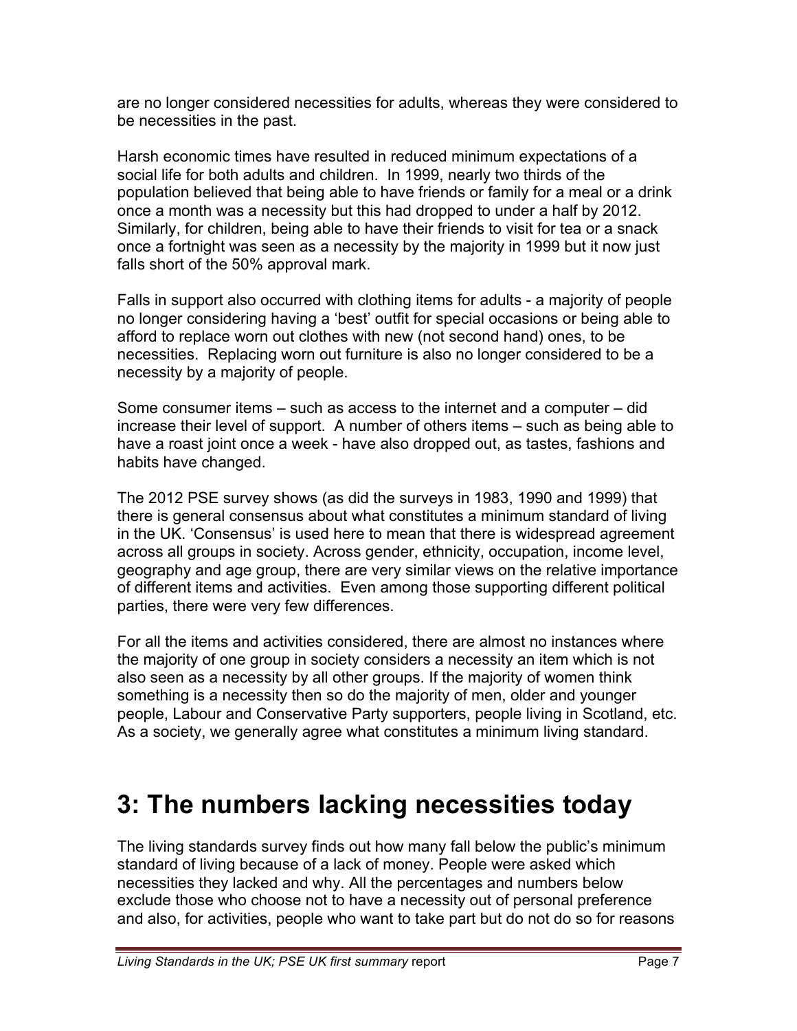are no longer considered necessities for adults, whereas they were considered to be necessities in the past.

Harsh economic times have resulted in reduced minimum expectations of a social life for both adults and children. In 1999, nearly two thirds of the population believed that being able to have friends or family for a meal or a drink once a month was a necessity but this had dropped to under a half by 2012. Similarly, for children, being able to have their friends to visit for tea or a snack once a fortnight was seen as a necessity by the majority in 1999 but it now just falls short of the 50% approval mark.

Falls in support also occurred with clothing items for adults - a majority of people no longer considering having a 'best' outfit for special occasions or being able to afford to replace worn out clothes with new (not second hand) ones, to be necessities. Replacing worn out furniture is also no longer considered to be a necessity by a majority of people.

Some consumer items – such as access to the internet and a computer – did increase their level of support. A number of others items – such as being able to have a roast joint once a week - have also dropped out, as tastes, fashions and habits have changed.

The 2012 PSE survey shows (as did the surveys in 1983, 1990 and 1999) that there is general consensus about what constitutes a minimum standard of living in the UK. 'Consensus' is used here to mean that there is widespread agreement across all groups in society. Across gender, ethnicity, occupation, income level, geography and age group, there are very similar views on the relative importance of different items and activities. Even among those supporting different political parties, there were very few differences.

For all the items and activities considered, there are almost no instances where the majority of one group in society considers a necessity an item which is not also seen as a necessity by all other groups. If the majority of women think something is a necessity then so do the majority of men, older and younger people, Labour and Conservative Party supporters, people living in Scotland, etc. As a society, we generally agree what constitutes a minimum living standard.

# 3: The numbers lacking necessities today

The living standards survey finds out how many fall below the public's minimum standard of living because of a lack of money. People were asked which necessities they lacked and why. All the percentages and numbers below exclude those who choose not to have a necessity out of personal preference and also, for activities, people who want to take part but do not do so for reasons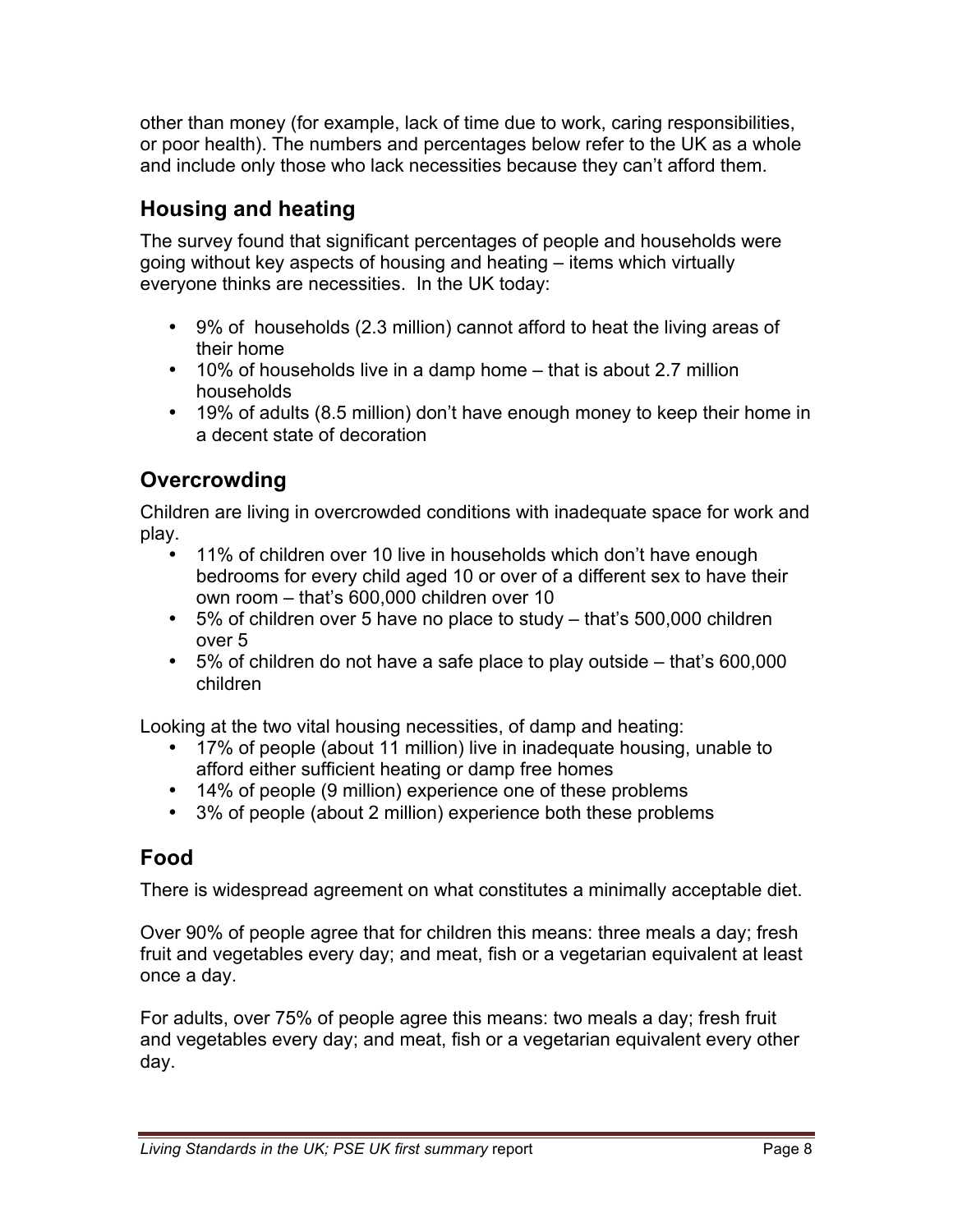other than money (for example, lack of time due to work, caring responsibilities, or poor health). The numbers and percentages below refer to the UK as a whole and include only those who lack necessities because they can't afford them.

## Housing and heating

The survey found that significant percentages of people and households were going without key aspects of housing and heating – items which virtually everyone thinks are necessities. In the UK today:

- 9% of households (2.3 million) cannot afford to heat the living areas of their home
- 10% of households live in a damp home – that is about 2.7 million households
- 19% of adults (8.5 million) don't have enough money to keep their home in a decent state of decoration

## Overcrowding

Children are living in overcrowded conditions with inadequate space for work and play.

- 11% of children over 10 live in households which don't have enough bedrooms for every child aged 10 or over of a different sex to have their own room – that's 600,000 children over 10
- 5% of children over 5 have no place to study – that's 500,000 children over 5
- 5% of children do not have a safe place to play outside – that's 600,000 children

Looking at the two vital housing necessities, of damp and heating:

- 17% of people (about 11 million) live in inadequate housing, unable to afford either sufficient heating or damp free homes
- 14% of people (9 million) experience one of these problems
- 3% of people (about 2 million) experience both these problems

## Food

There is widespread agreement on what constitutes a minimally acceptable diet.

Over 90% of people agree that for children this means: three meals a day; fresh fruit and vegetables every day; and meat, fish or a vegetarian equivalent at least once a day.

For adults, over 75% of people agree this means: two meals a day; fresh fruit and vegetables every day; and meat, fish or a vegetarian equivalent every other day.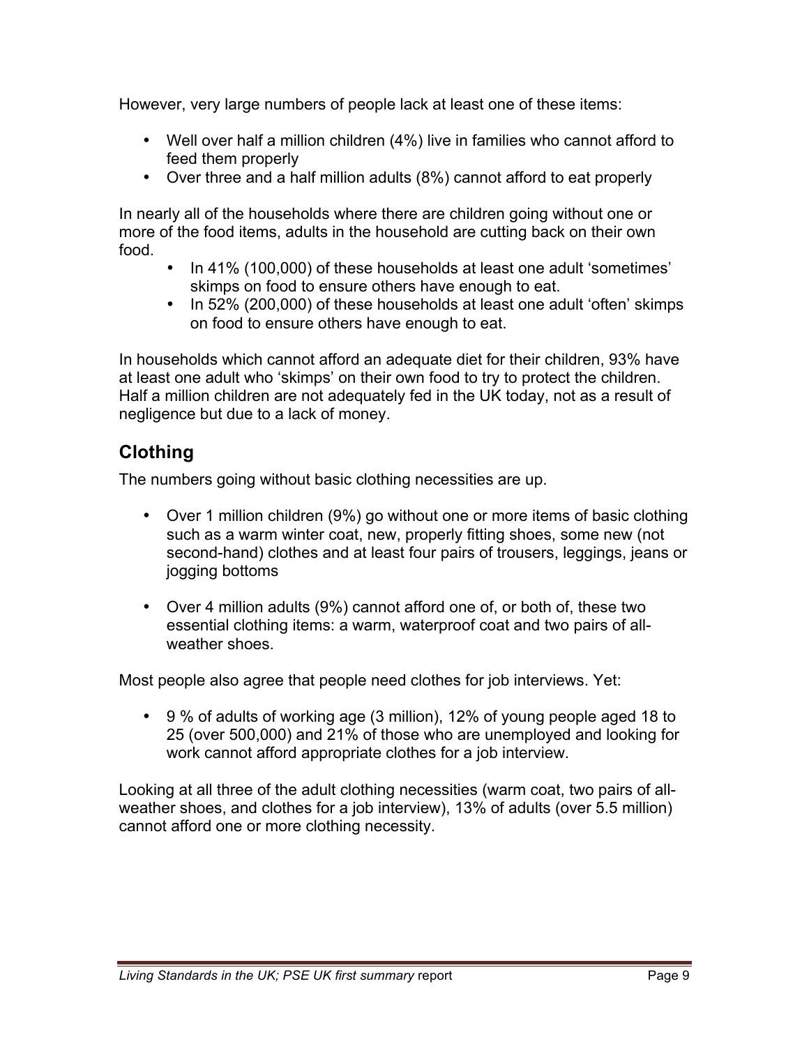However, very large numbers of people lack at least one of these items:

- Well over half a million children (4%) live in families who cannot afford to feed them properly
- Over three and a half million adults (8%) cannot afford to eat properly

In nearly all of the households where there are children going without one or more of the food items, adults in the household are cutting back on their own food.

- In 41% (100,000) of these households at least one adult 'sometimes' skimps on food to ensure others have enough to eat.
- In 52% (200,000) of these households at least one adult 'often' skimps on food to ensure others have enough to eat.

In households which cannot afford an adequate diet for their children, 93% have at least one adult who 'skimps' on their own food to try to protect the children. Half a million children are not adequately fed in the UK today, not as a result of negligence but due to a lack of money.

## Clothing

The numbers going without basic clothing necessities are up.

- Over 1 million children (9%) go without one or more items of basic clothing such as a warm winter coat, new, properly fitting shoes, some new (not second-hand) clothes and at least four pairs of trousers, leggings, jeans or jogging bottoms

- Over 4 million adults (9%) cannot afford one of, or both of, these two essential clothing items: a warm, waterproof coat and two pairs of all-weather shoes.

Most people also agree that people need clothes for job interviews. Yet:

- 9 % of adults of working age (3 million), 12% of young people aged 18 to 25 (over 500,000) and 21% of those who are unemployed and looking for work cannot afford appropriate clothes for a job interview.

Looking at all three of the adult clothing necessities (warm coat, two pairs of all-weather shoes, and clothes for a job interview), 13% of adults (over 5.5 million) cannot afford one or more clothing necessity.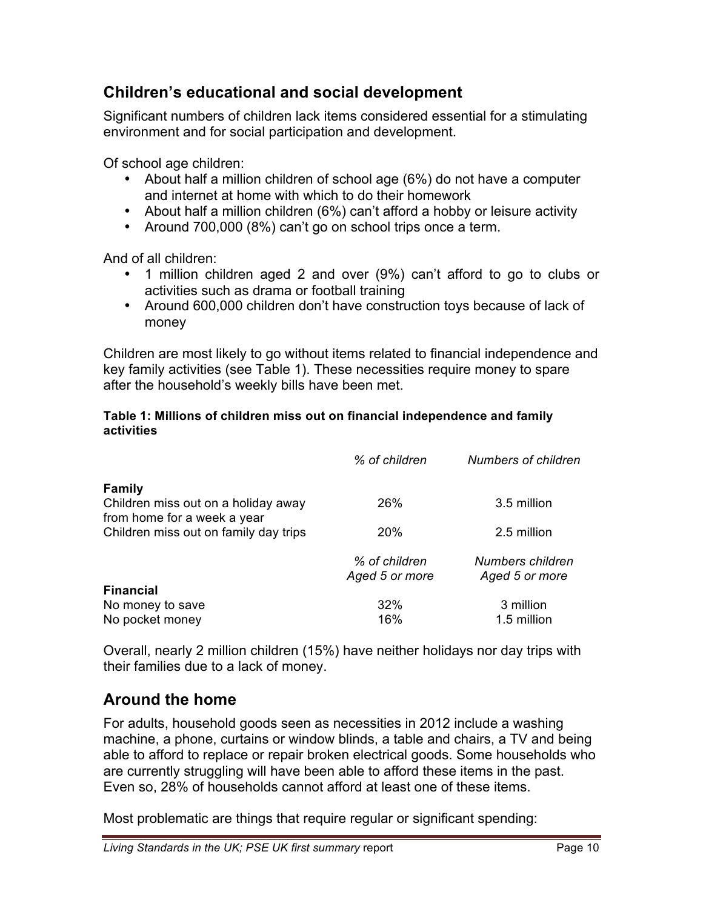## Children's educational and social development

Significant numbers of children lack items considered essential for a stimulating environment and for social participation and development.

Of school age children:

- About half a million children of school age (6%) do not have a computer and internet at home with which to do their homework
- About half a million children (6%) can't afford a hobby or leisure activity
- Around 700,000 (8%) can't go on school trips once a term.

And of all children:

- 1 million children aged 2 and over (9%) can't afford to go to clubs or activities such as drama or football training
- Around 600,000 children don't have construction toys because of lack of money

Children are most likely to go without items related to financial independence and key family activities (see Table 1). These necessities require money to spare after the household's weekly bills have been met.

**Table 1: Millions of children miss out on financial independence and family activities**

| | *% of children* | *Numbers of children* |
|---|---|---|
| **Family** | | |
| Children miss out on a holiday away from home for a week a year | 26% | 3.5 million |
| Children miss out on family day trips | 20% | 2.5 million |
| | *% of children Aged 5 or more* | *Numbers children Aged 5 or more* |
| **Financial** | | |
| No money to save | 32% | 3 million |
| No pocket money | 16% | 1.5 million |

Overall, nearly 2 million children (15%) have neither holidays nor day trips with their families due to a lack of money.

## Around the home

For adults, household goods seen as necessities in 2012 include a washing machine, a phone, curtains or window blinds, a table and chairs, a TV and being able to afford to replace or repair broken electrical goods. Some households who are currently struggling will have been able to afford these items in the past. Even so, 28% of households cannot afford at least one of these items.

Most problematic are things that require regular or significant spending: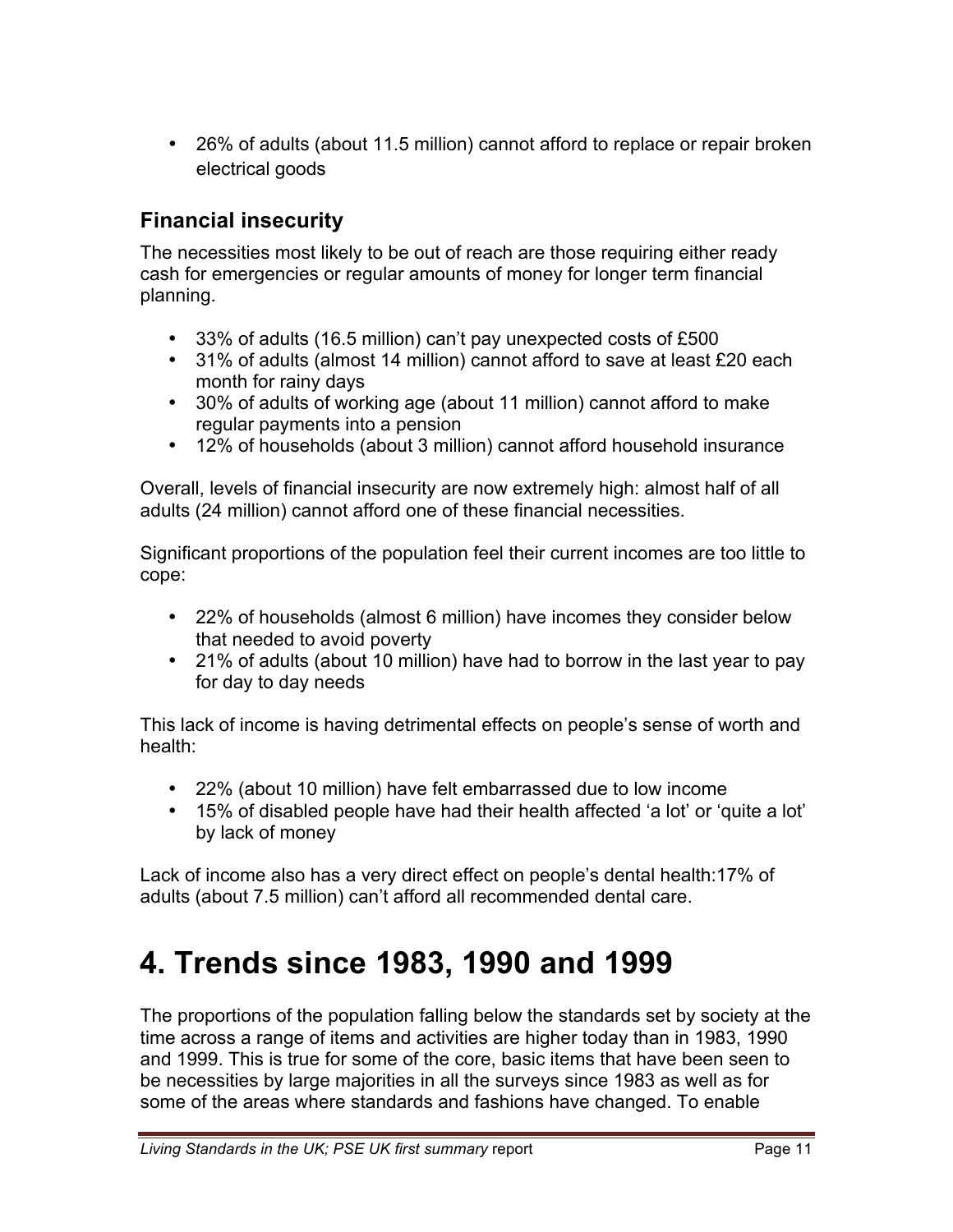- 26% of adults (about 11.5 million) cannot afford to replace or repair broken electrical goods

### Financial insecurity

The necessities most likely to be out of reach are those requiring either ready cash for emergencies or regular amounts of money for longer term financial planning.

- 33% of adults (16.5 million) can't pay unexpected costs of £500
- 31% of adults (almost 14 million) cannot afford to save at least £20 each month for rainy days
- 30% of adults of working age (about 11 million) cannot afford to make regular payments into a pension
- 12% of households (about 3 million) cannot afford household insurance

Overall, levels of financial insecurity are now extremely high: almost half of all adults (24 million) cannot afford one of these financial necessities.

Significant proportions of the population feel their current incomes are too little to cope:

- 22% of households (almost 6 million) have incomes they consider below that needed to avoid poverty
- 21% of adults (about 10 million) have had to borrow in the last year to pay for day to day needs

This lack of income is having detrimental effects on people's sense of worth and health:

- 22% (about 10 million) have felt embarrassed due to low income
- 15% of disabled people have had their health affected 'a lot' or 'quite a lot' by lack of money

Lack of income also has a very direct effect on people's dental health:17% of adults (about 7.5 million) can't afford all recommended dental care.

# 4. Trends since 1983, 1990 and 1999

The proportions of the population falling below the standards set by society at the time across a range of items and activities are higher today than in 1983, 1990 and 1999. This is true for some of the core, basic items that have been seen to be necessities by large majorities in all the surveys since 1983 as well as for some of the areas where standards and fashions have changed. To enable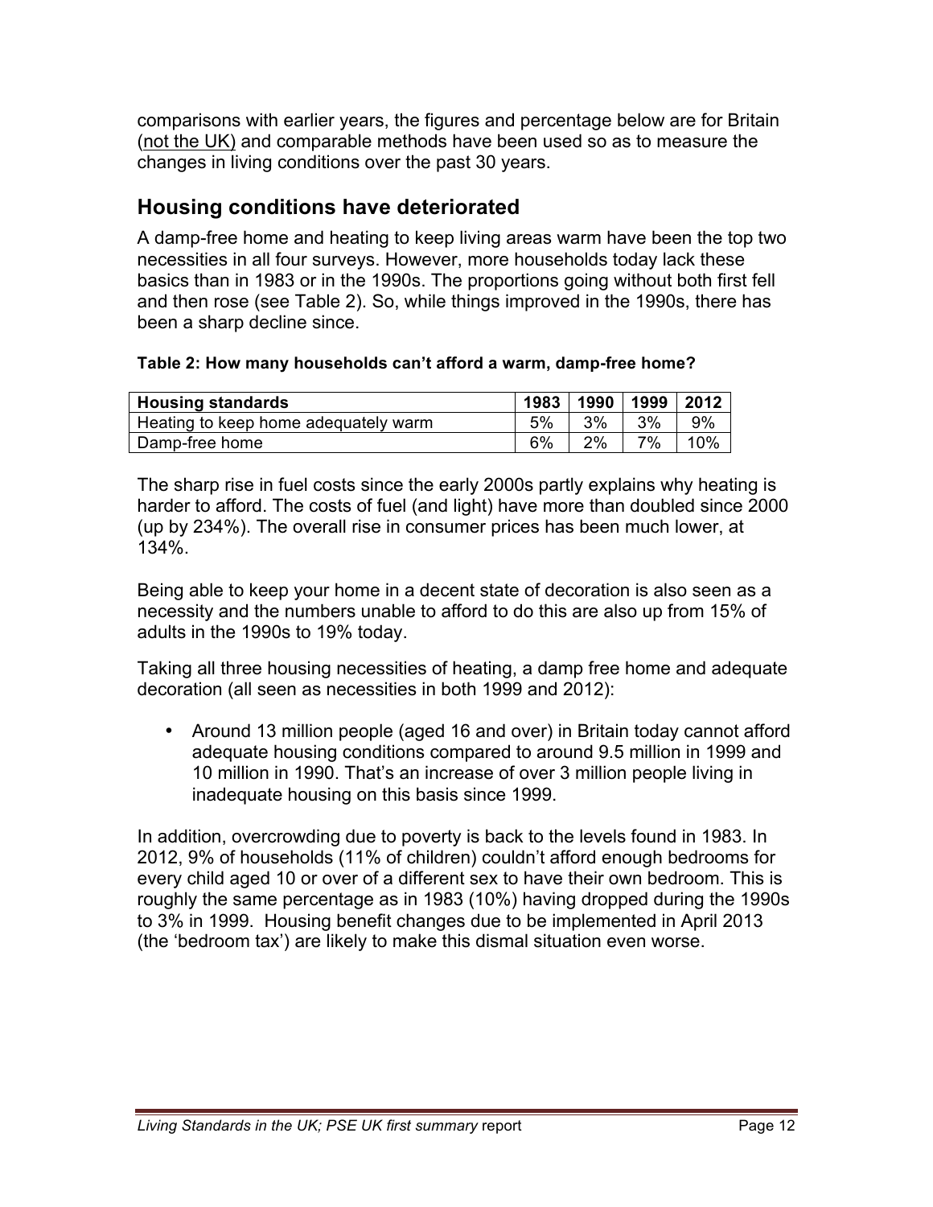comparisons with earlier years, the figures and percentage below are for Britain (not the UK) and comparable methods have been used so as to measure the changes in living conditions over the past 30 years.

## Housing conditions have deteriorated

A damp-free home and heating to keep living areas warm have been the top two necessities in all four surveys. However, more households today lack these basics than in 1983 or in the 1990s. The proportions going without both first fell and then rose (see Table 2). So, while things improved in the 1990s, there has been a sharp decline since.

**Table 2: How many households can't afford a warm, damp-free home?**

| Housing standards | 1983 | 1990 | 1999 | 2012 |
| --- | --- | --- | --- | --- |
| Heating to keep home adequately warm | 5% | 3% | 3% | 9% |
| Damp-free home | 6% | 2% | 7% | 10% |

The sharp rise in fuel costs since the early 2000s partly explains why heating is harder to afford. The costs of fuel (and light) have more than doubled since 2000 (up by 234%). The overall rise in consumer prices has been much lower, at 134%.

Being able to keep your home in a decent state of decoration is also seen as a necessity and the numbers unable to afford to do this are also up from 15% of adults in the 1990s to 19% today.

Taking all three housing necessities of heating, a damp free home and adequate decoration (all seen as necessities in both 1999 and 2012):

- Around 13 million people (aged 16 and over) in Britain today cannot afford adequate housing conditions compared to around 9.5 million in 1999 and 10 million in 1990. That's an increase of over 3 million people living in inadequate housing on this basis since 1999.

In addition, overcrowding due to poverty is back to the levels found in 1983. In 2012, 9% of households (11% of children) couldn't afford enough bedrooms for every child aged 10 or over of a different sex to have their own bedroom. This is roughly the same percentage as in 1983 (10%) having dropped during the 1990s to 3% in 1999. Housing benefit changes due to be implemented in April 2013 (the 'bedroom tax') are likely to make this dismal situation even worse.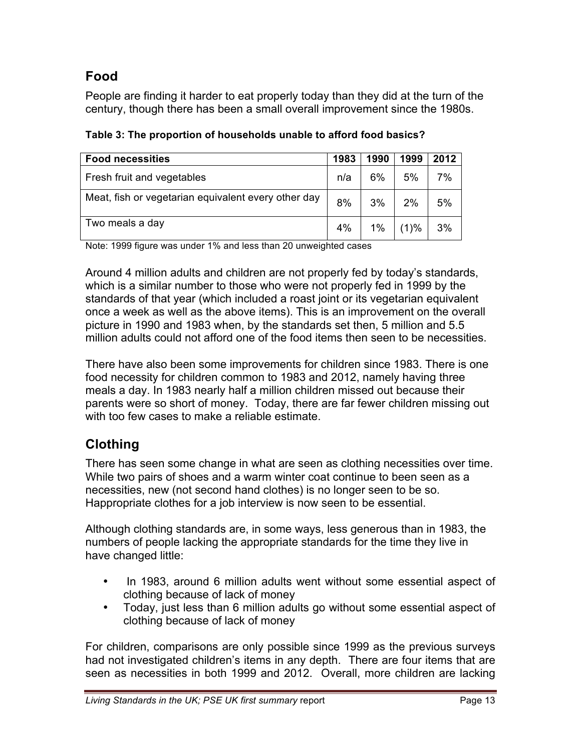## Food

People are finding it harder to eat properly today than they did at the turn of the century, though there has been a small overall improvement since the 1980s.

**Table 3: The proportion of households unable to afford food basics?**

| Food necessities | 1983 | 1990 | 1999 | 2012 |
|---|---|---|---|---|
| Fresh fruit and vegetables | n/a | 6% | 5% | 7% |
| Meat, fish or vegetarian equivalent every other day | 8% | 3% | 2% | 5% |
| Two meals a day | 4% | 1% | (1)% | 3% |

Note: 1999 figure was under 1% and less than 20 unweighted cases

Around 4 million adults and children are not properly fed by today's standards, which is a similar number to those who were not properly fed in 1999 by the standards of that year (which included a roast joint or its vegetarian equivalent once a week as well as the above items). This is an improvement on the overall picture in 1990 and 1983 when, by the standards set then, 5 million and 5.5 million adults could not afford one of the food items then seen to be necessities.

There have also been some improvements for children since 1983. There is one food necessity for children common to 1983 and 2012, namely having three meals a day. In 1983 nearly half a million children missed out because their parents were so short of money. Today, there are far fewer children missing out with too few cases to make a reliable estimate.

## Clothing

There has seen some change in what are seen as clothing necessities over time. While two pairs of shoes and a warm winter coat continue to been seen as a necessities, new (not second hand clothes) is no longer seen to be so. Happropriate clothes for a job interview is now seen to be essential.

Although clothing standards are, in some ways, less generous than in 1983, the numbers of people lacking the appropriate standards for the time they live in have changed little:

- In 1983, around 6 million adults went without some essential aspect of clothing because of lack of money
- Today, just less than 6 million adults go without some essential aspect of clothing because of lack of money

For children, comparisons are only possible since 1999 as the previous surveys had not investigated children's items in any depth. There are four items that are seen as necessities in both 1999 and 2012. Overall, more children are lacking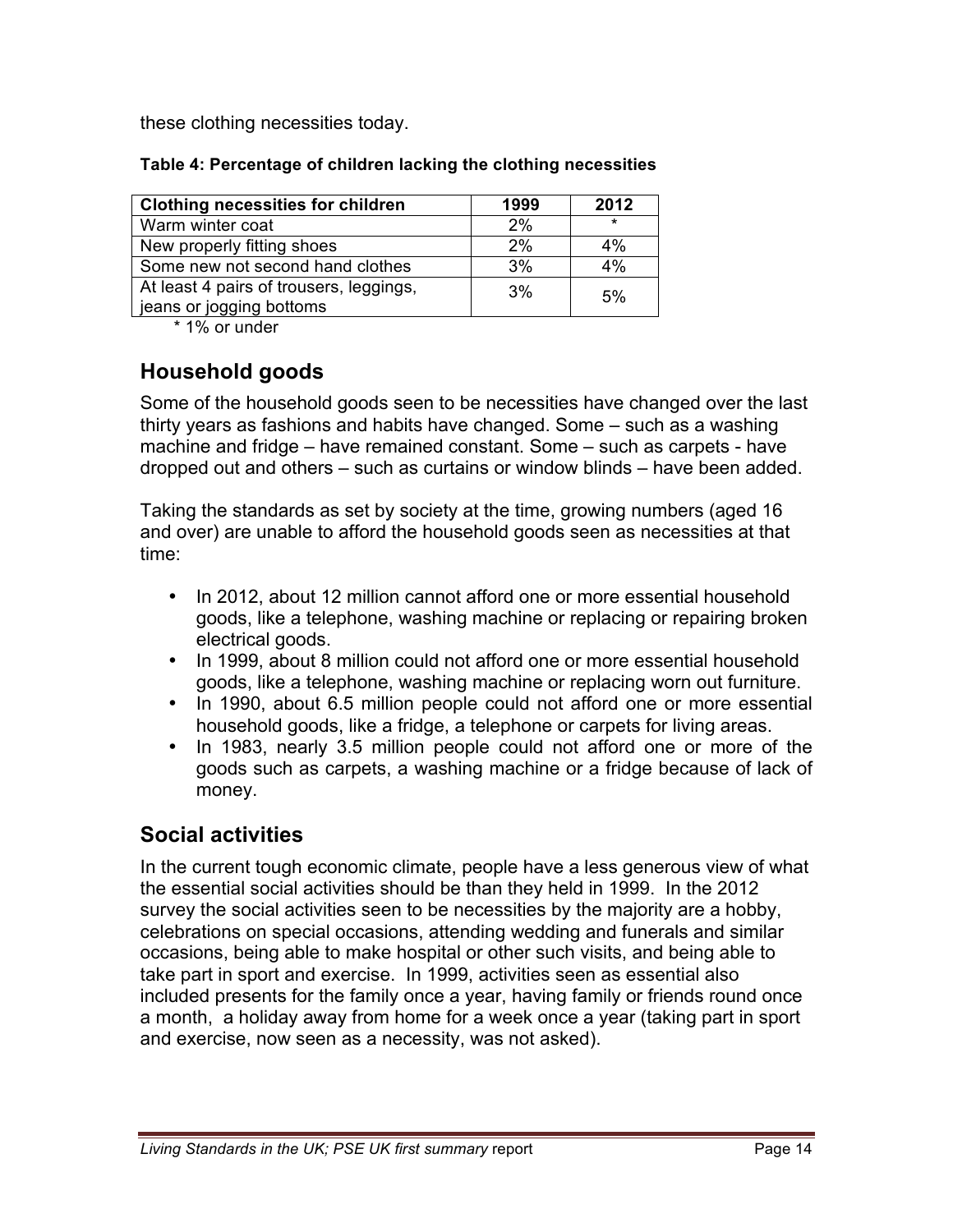these clothing necessities today.

**Table 4: Percentage of children lacking the clothing necessities**

| Clothing necessities for children | 1999 | 2012 |
|---|---|---|
| Warm winter coat | 2% | * |
| New properly fitting shoes | 2% | 4% |
| Some new not second hand clothes | 3% | 4% |
| At least 4 pairs of trousers, leggings, jeans or jogging bottoms | 3% | 5% |

\* 1% or under

## Household goods

Some of the household goods seen to be necessities have changed over the last thirty years as fashions and habits have changed. Some – such as a washing machine and fridge – have remained constant. Some – such as carpets - have dropped out and others – such as curtains or window blinds – have been added.

Taking the standards as set by society at the time, growing numbers (aged 16 and over) are unable to afford the household goods seen as necessities at that time:

- In 2012, about 12 million cannot afford one or more essential household goods, like a telephone, washing machine or replacing or repairing broken electrical goods.
- In 1999, about 8 million could not afford one or more essential household goods, like a telephone, washing machine or replacing worn out furniture.
- In 1990, about 6.5 million people could not afford one or more essential household goods, like a fridge, a telephone or carpets for living areas.
- In 1983, nearly 3.5 million people could not afford one or more of the goods such as carpets, a washing machine or a fridge because of lack of money.

## Social activities

In the current tough economic climate, people have a less generous view of what the essential social activities should be than they held in 1999. In the 2012 survey the social activities seen to be necessities by the majority are a hobby, celebrations on special occasions, attending wedding and funerals and similar occasions, being able to make hospital or other such visits, and being able to take part in sport and exercise. In 1999, activities seen as essential also included presents for the family once a year, having family or friends round once a month, a holiday away from home for a week once a year (taking part in sport and exercise, now seen as a necessity, was not asked).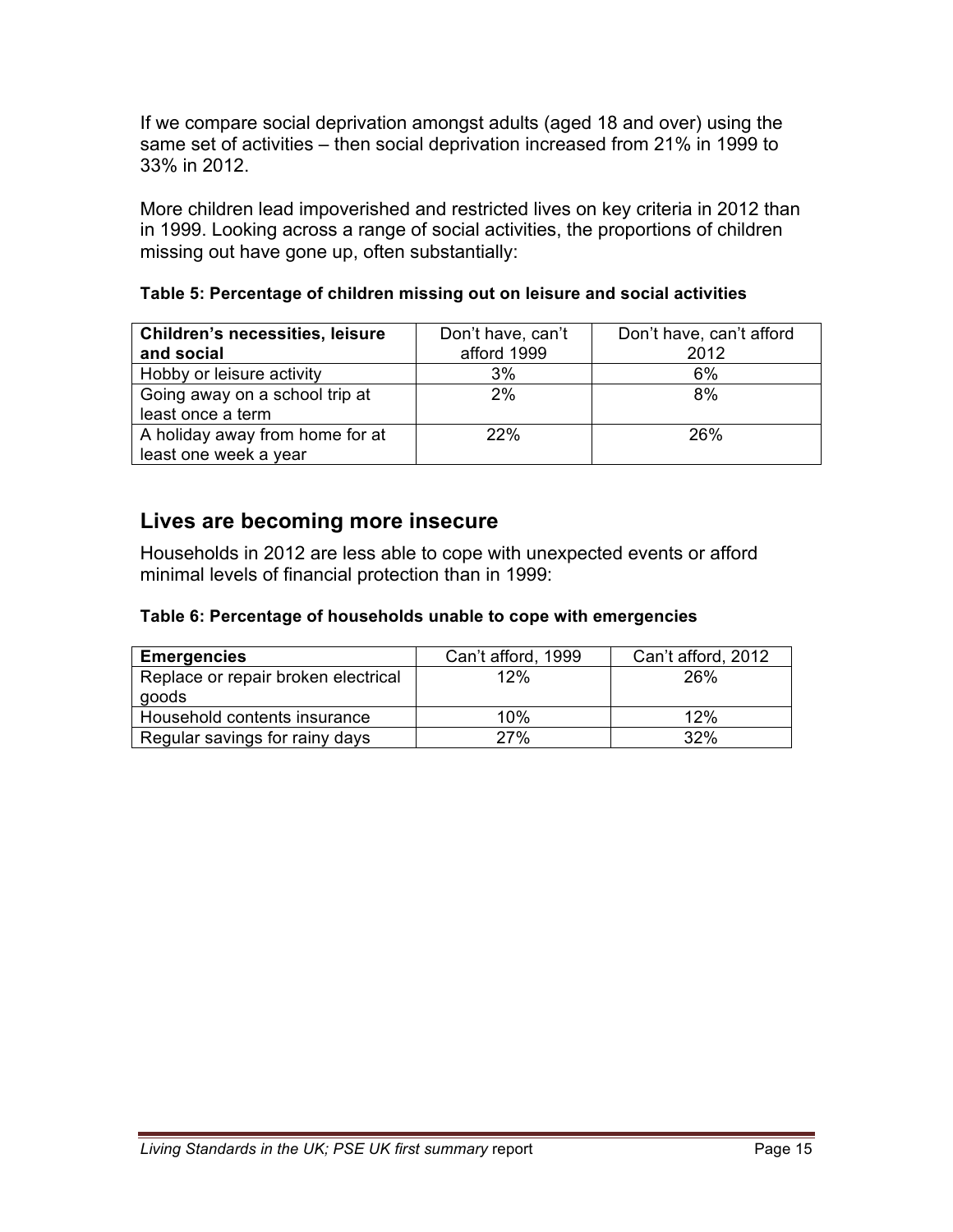If we compare social deprivation amongst adults (aged 18 and over) using the same set of activities – then social deprivation increased from 21% in 1999 to 33% in 2012.

More children lead impoverished and restricted lives on key criteria in 2012 than in 1999. Looking across a range of social activities, the proportions of children missing out have gone up, often substantially:

**Table 5: Percentage of children missing out on leisure and social activities**

| **Children's necessities, leisure and social** | Don't have, can't afford 1999 | Don't have, can't afford 2012 |
|---|---|---|
| Hobby or leisure activity | 3% | 6% |
| Going away on a school trip at least once a term | 2% | 8% |
| A holiday away from home for at least one week a year | 22% | 26% |

## Lives are becoming more insecure

Households in 2012 are less able to cope with unexpected events or afford minimal levels of financial protection than in 1999:

**Table 6: Percentage of households unable to cope with emergencies**

| **Emergencies** | Can't afford, 1999 | Can't afford, 2012 |
|---|---|---|
| Replace or repair broken electrical goods | 12% | 26% |
| Household contents insurance | 10% | 12% |
| Regular savings for rainy days | 27% | 32% |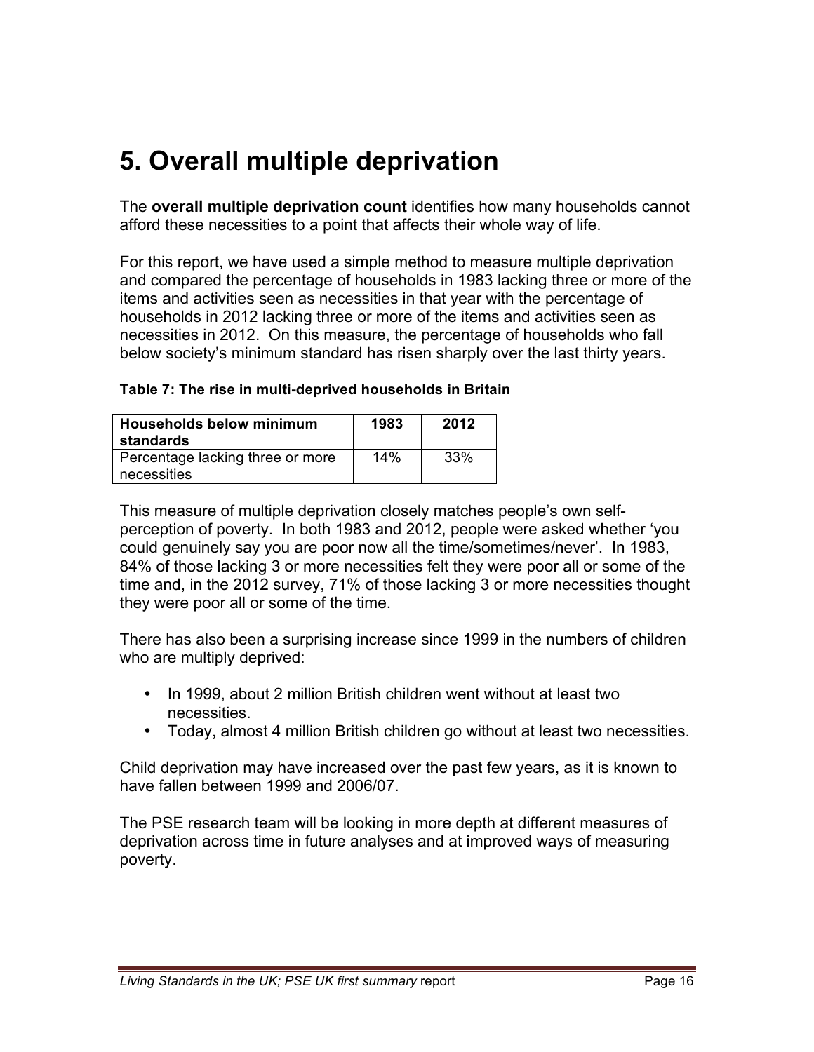# 5. Overall multiple deprivation

The **overall multiple deprivation count** identifies how many households cannot afford these necessities to a point that affects their whole way of life.

For this report, we have used a simple method to measure multiple deprivation and compared the percentage of households in 1983 lacking three or more of the items and activities seen as necessities in that year with the percentage of households in 2012 lacking three or more of the items and activities seen as necessities in 2012. On this measure, the percentage of households who fall below society's minimum standard has risen sharply over the last thirty years.

**Table 7: The rise in multi-deprived households in Britain**

| Households below minimum standards | 1983 | 2012 |
|---|---|---|
| Percentage lacking three or more necessities | 14% | 33% |

This measure of multiple deprivation closely matches people's own self-perception of poverty. In both 1983 and 2012, people were asked whether 'you could genuinely say you are poor now all the time/sometimes/never'. In 1983, 84% of those lacking 3 or more necessities felt they were poor all or some of the time and, in the 2012 survey, 71% of those lacking 3 or more necessities thought they were poor all or some of the time.

There has also been a surprising increase since 1999 in the numbers of children who are multiply deprived:

- In 1999, about 2 million British children went without at least two necessities.
- Today, almost 4 million British children go without at least two necessities.

Child deprivation may have increased over the past few years, as it is known to have fallen between 1999 and 2006/07.

The PSE research team will be looking in more depth at different measures of deprivation across time in future analyses and at improved ways of measuring poverty.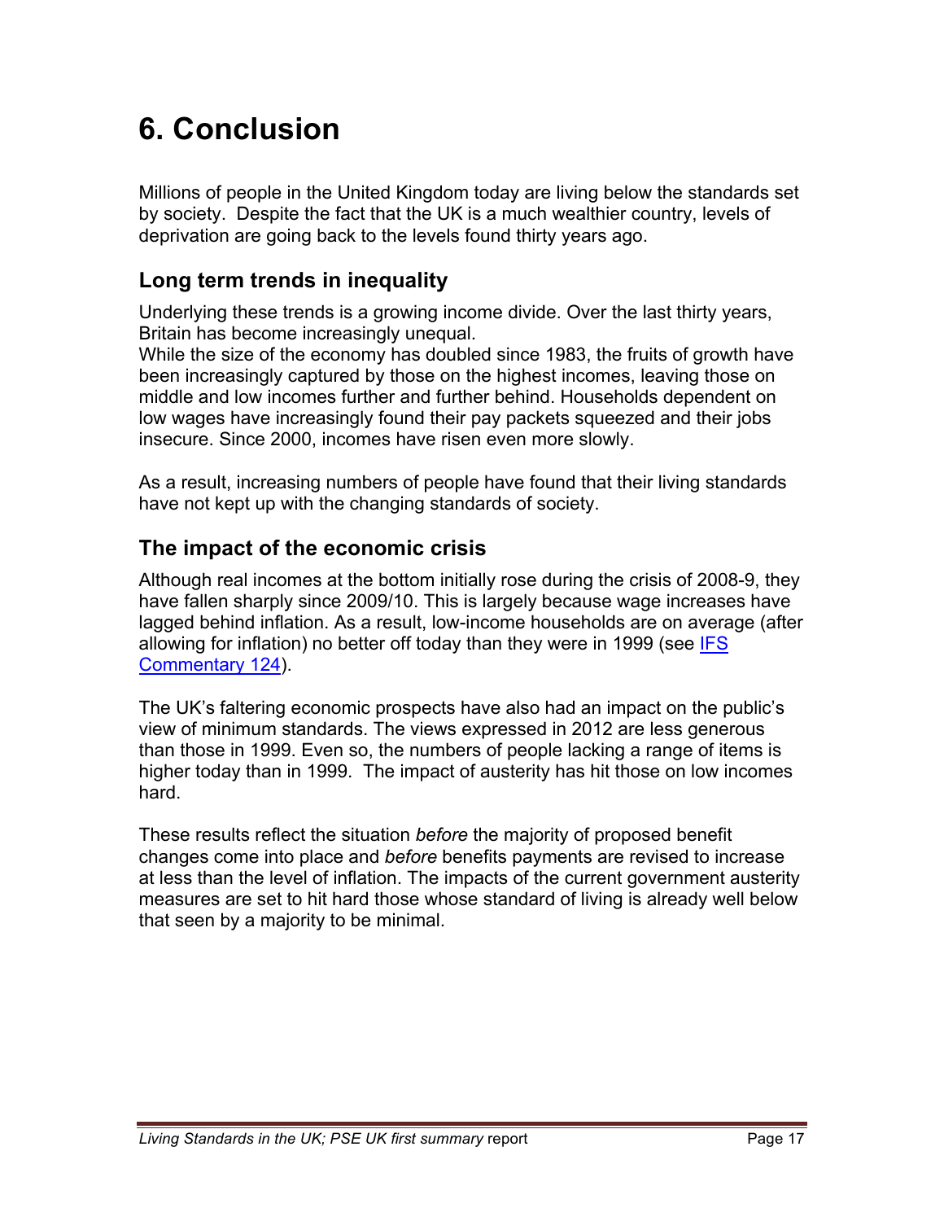# 6. Conclusion

Millions of people in the United Kingdom today are living below the standards set by society. Despite the fact that the UK is a much wealthier country, levels of deprivation are going back to the levels found thirty years ago.

## Long term trends in inequality

Underlying these trends is a growing income divide. Over the last thirty years, Britain has become increasingly unequal.
While the size of the economy has doubled since 1983, the fruits of growth have been increasingly captured by those on the highest incomes, leaving those on middle and low incomes further and further behind. Households dependent on low wages have increasingly found their pay packets squeezed and their jobs insecure. Since 2000, incomes have risen even more slowly.

As a result, increasing numbers of people have found that their living standards have not kept up with the changing standards of society.

## The impact of the economic crisis

Although real incomes at the bottom initially rose during the crisis of 2008-9, they have fallen sharply since 2009/10. This is largely because wage increases have lagged behind inflation. As a result, low-income households are on average (after allowing for inflation) no better off today than they were in 1999 (see IFS Commentary 124).

The UK's faltering economic prospects have also had an impact on the public's view of minimum standards. The views expressed in 2012 are less generous than those in 1999. Even so, the numbers of people lacking a range of items is higher today than in 1999. The impact of austerity has hit those on low incomes hard.

These results reflect the situation *before* the majority of proposed benefit changes come into place and *before* benefits payments are revised to increase at less than the level of inflation. The impacts of the current government austerity measures are set to hit hard those whose standard of living is already well below that seen by a majority to be minimal.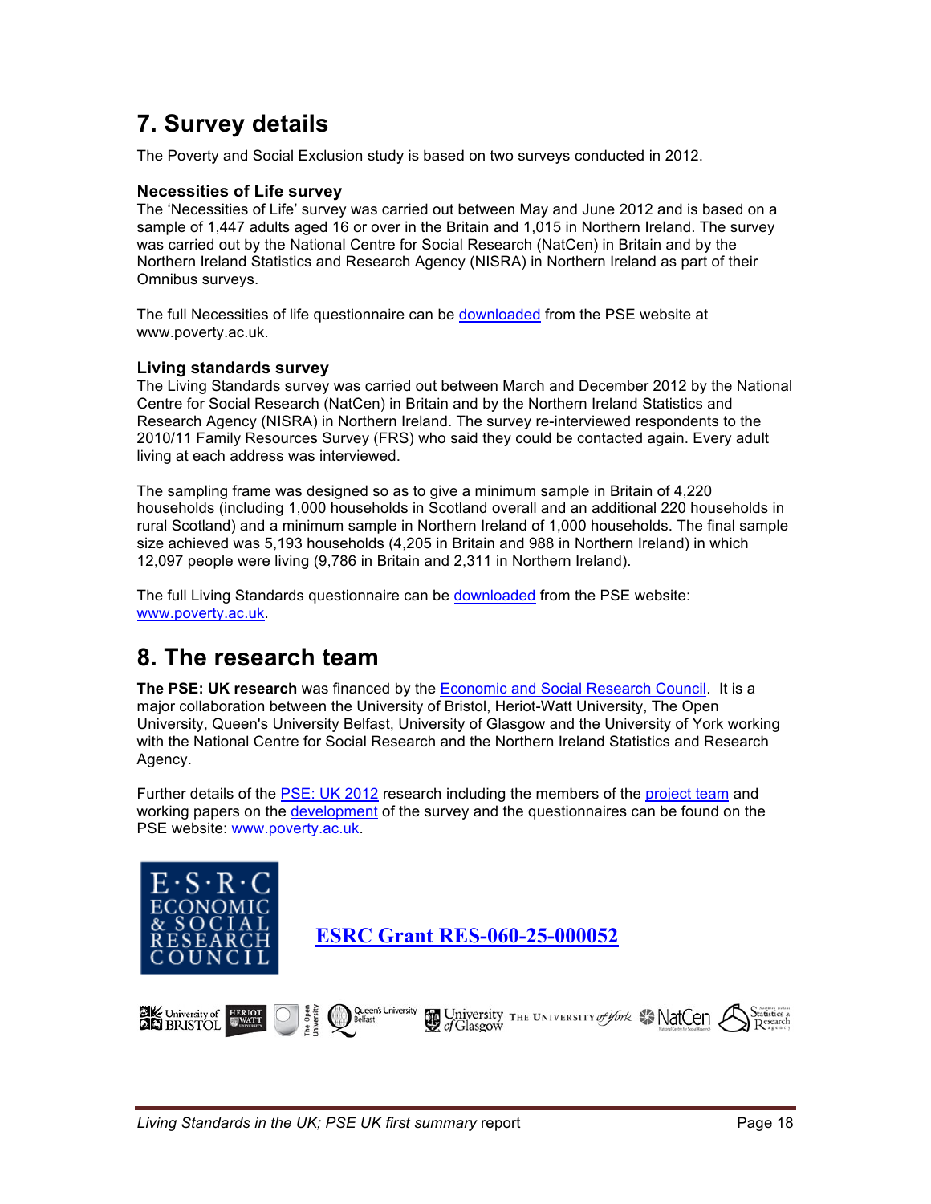## 7. Survey details

The Poverty and Social Exclusion study is based on two surveys conducted in 2012.

### Necessities of Life survey

The 'Necessities of Life' survey was carried out between May and June 2012 and is based on a sample of 1,447 adults aged 16 or over in the Britain and 1,015 in Northern Ireland. The survey was carried out by the National Centre for Social Research (NatCen) in Britain and by the Northern Ireland Statistics and Research Agency (NISRA) in Northern Ireland as part of their Omnibus surveys.

The full Necessities of life questionnaire can be downloaded from the PSE website at www.poverty.ac.uk.

### Living standards survey

The Living Standards survey was carried out between March and December 2012 by the National Centre for Social Research (NatCen) in Britain and by the Northern Ireland Statistics and Research Agency (NISRA) in Northern Ireland. The survey re-interviewed respondents to the 2010/11 Family Resources Survey (FRS) who said they could be contacted again. Every adult living at each address was interviewed.

The sampling frame was designed so as to give a minimum sample in Britain of 4,220 households (including 1,000 households in Scotland overall and an additional 220 households in rural Scotland) and a minimum sample in Northern Ireland of 1,000 households. The final sample size achieved was 5,193 households (4,205 in Britain and 988 in Northern Ireland) in which 12,097 people were living (9,786 in Britain and 2,311 in Northern Ireland).

The full Living Standards questionnaire can be downloaded from the PSE website: www.poverty.ac.uk.

## 8. The research team

**The PSE: UK research** was financed by the Economic and Social Research Council. It is a major collaboration between the University of Bristol, Heriot-Watt University, The Open University, Queen's University Belfast, University of Glasgow and the University of York working with the National Centre for Social Research and the Northern Ireland Statistics and Research Agency.

Further details of the PSE: UK 2012 research including the members of the project team and working papers on the development of the survey and the questionnaires can be found on the PSE website: www.poverty.ac.uk.

E·S·R·C ECONOMIC & SOCIAL RESEARCH COUNCIL

**ESRC Grant RES-060-25-000052**

University of Bristol · Heriot Watt University · The Open University · Queen's University Belfast · University of Glasgow · The University of York · NatCen · Northern Ireland Statistics & Research Agency